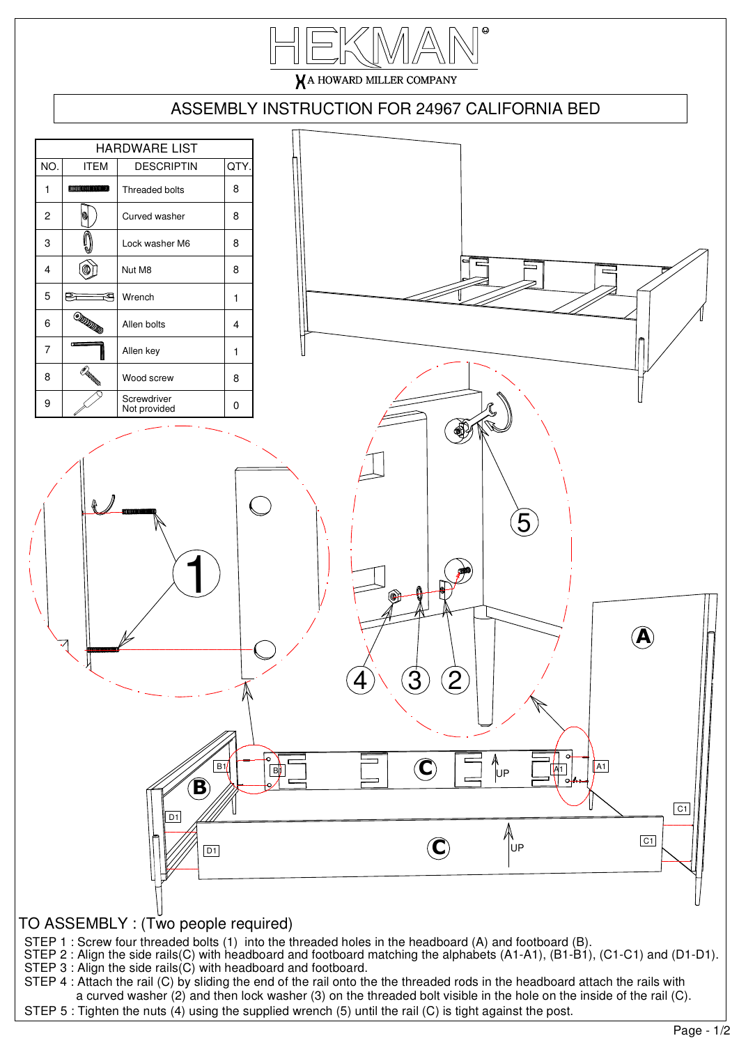# HEKMAN

A HOWARD MILLER COMPANY

## ASSEMBLY INSTRUCTION FOR 24967 CALIFORNIA BED

| HARDWARE LIST | | | |
|---|---|---|---|
| NO. | ITEM | DESCRIPTIN | QTY. |
| 1 | | Threaded bolts | 8 |
| 2 | | Curved washer | 8 |
| 3 | | Lock washer M6 | 8 |
| 4 | | Nut M8 | 8 |
| 5 | | Wrench | 1 |
| 6 | | Allen bolts | 4 |
| 7 | | Allen key | 1 |
| 8 | | Wood screw | 8 |
| 9 | | Screwdriver Not provided | 0 |

## TO ASSEMBLY : (Two people required)

STEP 1 : Screw four threaded bolts (1) into the threaded holes in the headboard (A) and footboard (B).
STEP 2 : Align the side rails(C) with headboard and footboard matching the alphabets (A1-A1), (B1-B1), (C1-C1) and (D1-D1).
STEP 3 : Align the side rails(C) with headboard and footboard.
STEP 4 : Attach the rail (C) by sliding the end of the rail onto the the threaded rods in the headboard attach the rails with a curved washer (2) and then lock washer (3) on the threaded bolt visible in the hole on the inside of the rail (C).
STEP 5 : Tighten the nuts (4) using the supplied wrench (5) until the rail (C) is tight against the post.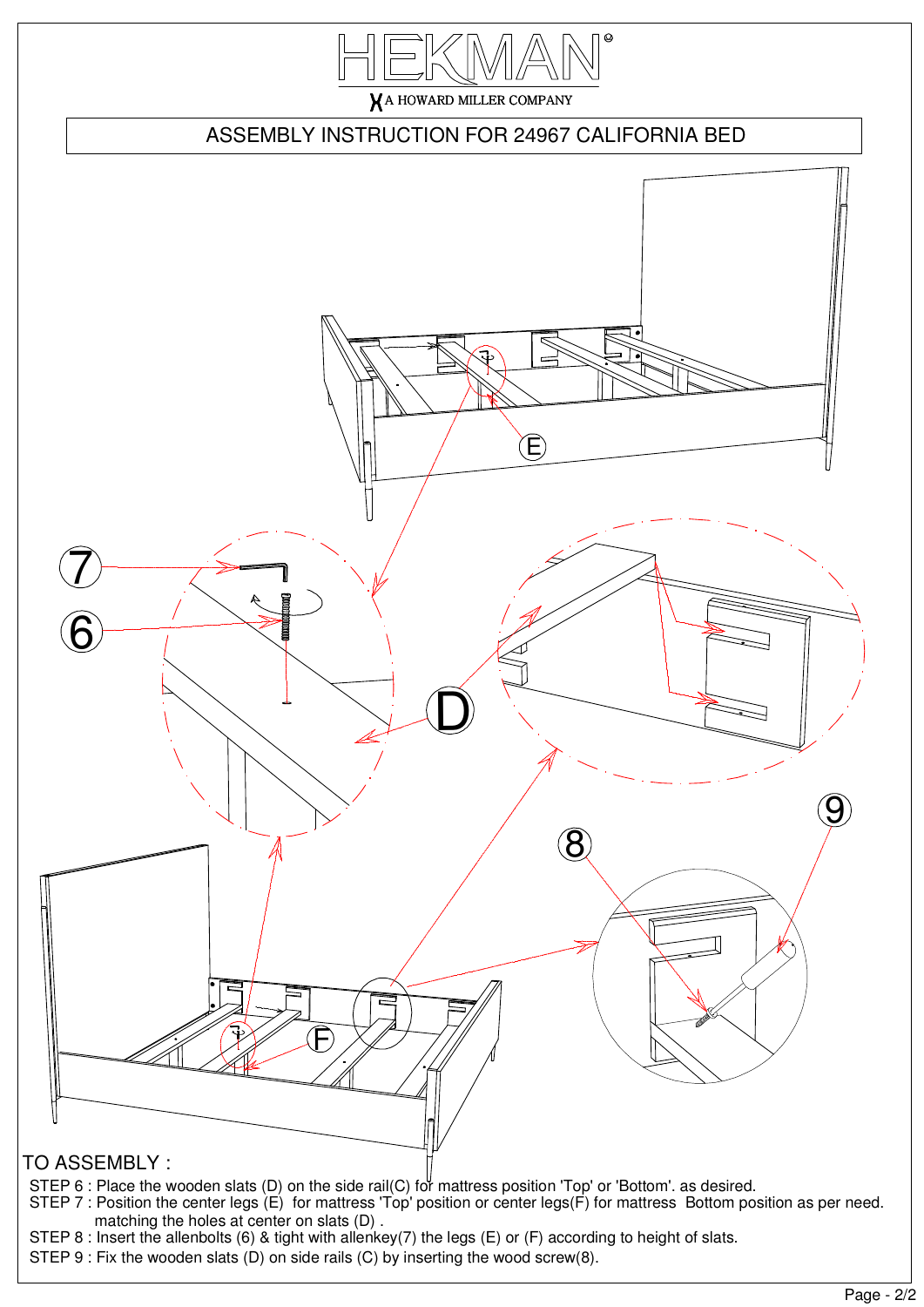HEKMAN®

A HOWARD MILLER COMPANY

# ASSEMBLY INSTRUCTION FOR 24967 CALIFORNIA BED

E

7

6

D

9

8

F

## TO ASSEMBLY :

STEP 6 : Place the wooden slats (D) on the side rail(C) for mattress position 'Top' or 'Bottom'. as desired.

STEP 7 : Position the center legs (E) for mattress 'Top' position or center legs(F) for mattress Bottom position as per need. matching the holes at center on slats (D) .

STEP 8 : Insert the allenbolts (6) & tight with allenkey(7) the legs (E) or (F) according to height of slats.

STEP 9 : Fix the wooden slats (D) on side rails (C) by inserting the wood screw(8).